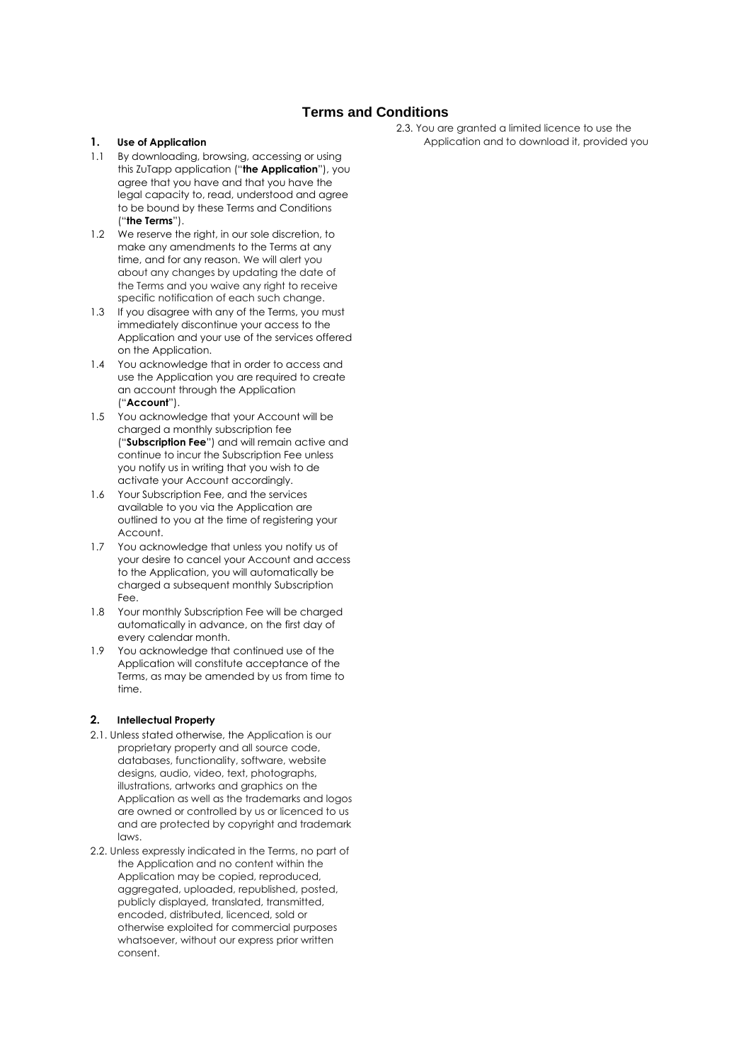# Terms and Conditions

## 1. Use of Application

1.1 By downloading, browsing, accessing or using this ZuTapp application ("**the Application**"), you agree that you have and that you have the legal capacity to, read, understood and agree to be bound by these Terms and Conditions ("**the Terms**").

1.2 We reserve the right, in our sole discretion, to make any amendments to the Terms at any time, and for any reason. We will alert you about any changes by updating the date of the Terms and you waive any right to receive specific notification of each such change.

1.3 If you disagree with any of the Terms, you must immediately discontinue your access to the Application and your use of the services offered on the Application.

1.4 You acknowledge that in order to access and use the Application you are required to create an account through the Application ("**Account**").

1.5 You acknowledge that your Account will be charged a monthly subscription fee ("**Subscription Fee**") and will remain active and continue to incur the Subscription Fee unless you notify us in writing that you wish to de activate your Account accordingly.

1.6 Your Subscription Fee, and the services available to you via the Application are outlined to you at the time of registering your Account.

1.7 You acknowledge that unless you notify us of your desire to cancel your Account and access to the Application, you will automatically be charged a subsequent monthly Subscription Fee.

1.8 Your monthly Subscription Fee will be charged automatically in advance, on the first day of every calendar month.

1.9 You acknowledge that continued use of the Application will constitute acceptance of the Terms, as may be amended by us from time to time.

## 2. Intellectual Property

2.1. Unless stated otherwise, the Application is our proprietary property and all source code, databases, functionality, software, website designs, audio, video, text, photographs, illustrations, artworks and graphics on the Application as well as the trademarks and logos are owned or controlled by us or licenced to us and are protected by copyright and trademark laws.

2.2. Unless expressly indicated in the Terms, no part of the Application and no content within the Application may be copied, reproduced, aggregated, uploaded, republished, posted, publicly displayed, translated, transmitted, encoded, distributed, licenced, sold or otherwise exploited for commercial purposes whatsoever, without our express prior written consent.

2.3. You are granted a limited licence to use the Application and to download it, provided you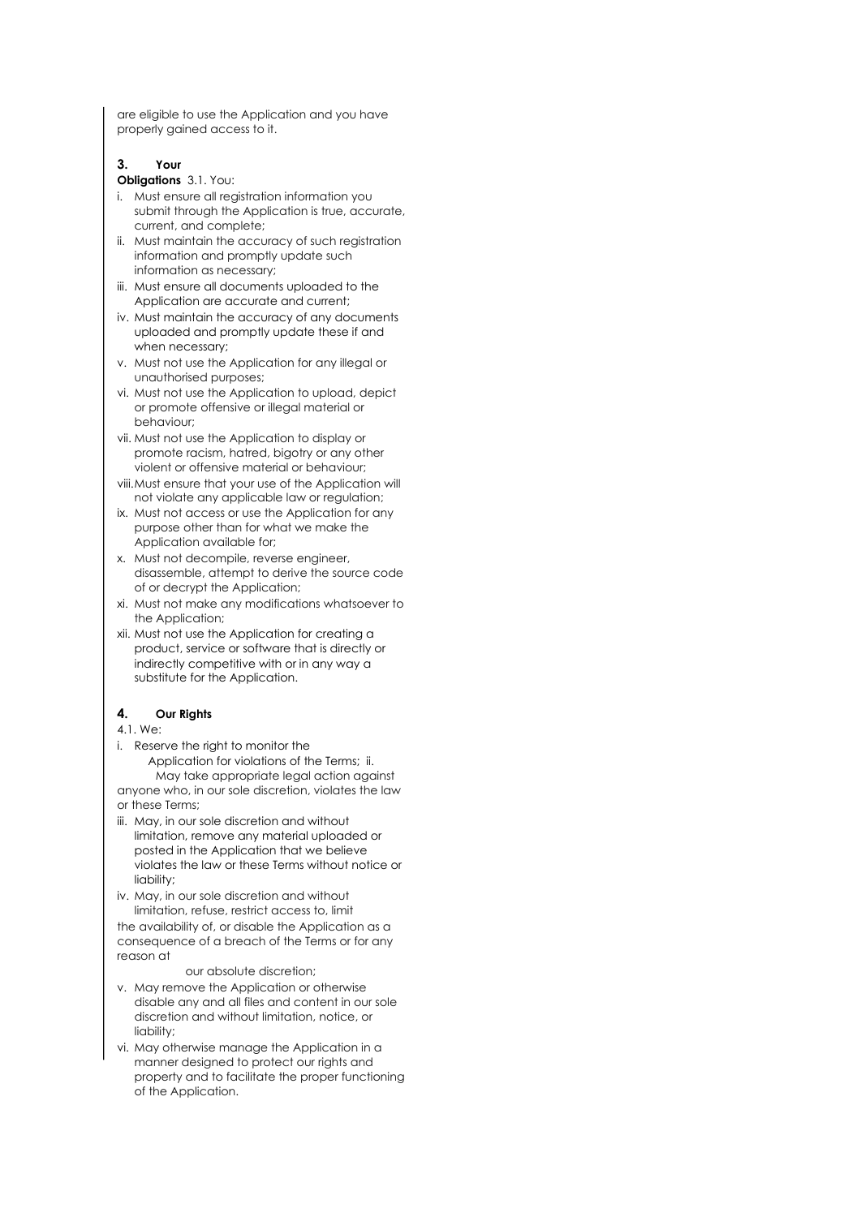are eligible to use the Application and you have properly gained access to it.

## 3. Your Obligations

3.1. You:

i. Must ensure all registration information you submit through the Application is true, accurate, current, and complete;
ii. Must maintain the accuracy of such registration information and promptly update such information as necessary;
iii. Must ensure all documents uploaded to the Application are accurate and current;
iv. Must maintain the accuracy of any documents uploaded and promptly update these if and when necessary;
v. Must not use the Application for any illegal or unauthorised purposes;
vi. Must not use the Application to upload, depict or promote offensive or illegal material or behaviour;
vii. Must not use the Application to display or promote racism, hatred, bigotry or any other violent or offensive material or behaviour;
viii. Must ensure that your use of the Application will not violate any applicable law or regulation;
ix. Must not access or use the Application for any purpose other than for what we make the Application available for;
x. Must not decompile, reverse engineer, disassemble, attempt to derive the source code of or decrypt the Application;
xi. Must not make any modifications whatsoever to the Application;
xii. Must not use the Application for creating a product, service or software that is directly or indirectly competitive with or in any way a substitute for the Application.

## 4. Our Rights

4.1. We:

i. Reserve the right to monitor the Application for violations of the Terms;
ii. May take appropriate legal action against anyone who, in our sole discretion, violates the law or these Terms;
iii. May, in our sole discretion and without limitation, remove any material uploaded or posted in the Application that we believe violates the law or these Terms without notice or liability;
iv. May, in our sole discretion and without limitation, refuse, restrict access to, limit the availability of, or disable the Application as a consequence of a breach of the Terms or for any reason at our absolute discretion;
v. May remove the Application or otherwise disable any and all files and content in our sole discretion and without limitation, notice, or liability;
vi. May otherwise manage the Application in a manner designed to protect our rights and property and to facilitate the proper functioning of the Application.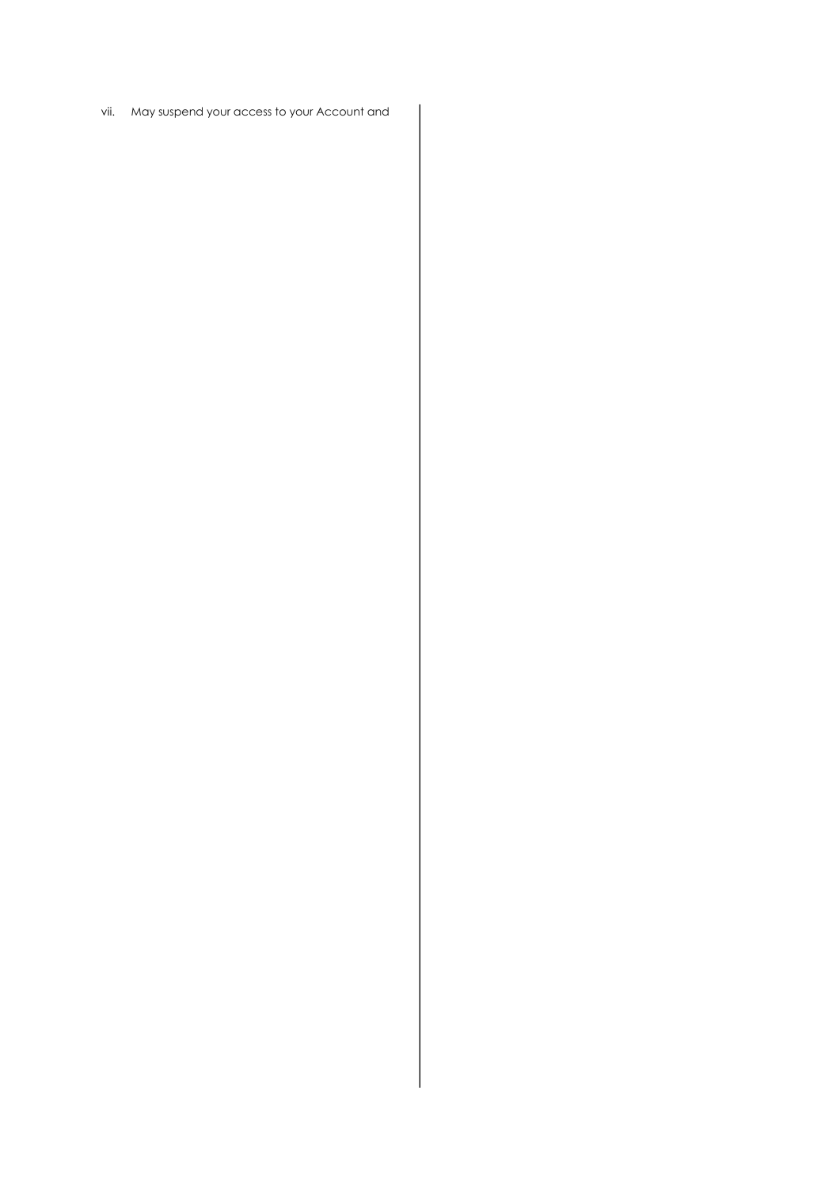vii. May suspend your access to your Account and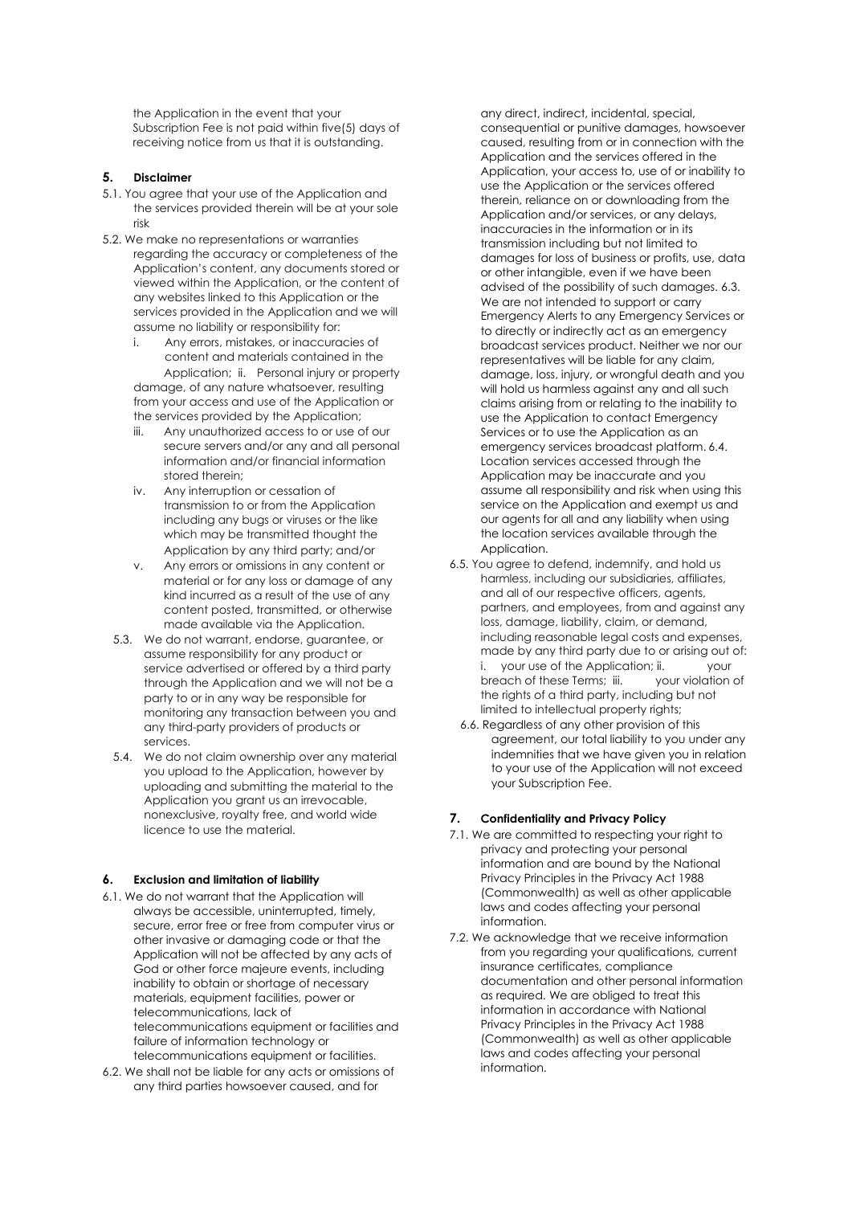the Application in the event that your Subscription Fee is not paid within five(5) days of receiving notice from us that it is outstanding.

## 5. Disclaimer

5.1. You agree that your use of the Application and the services provided therein will be at your sole risk

5.2. We make no representations or warranties regarding the accuracy or completeness of the Application's content, any documents stored or viewed within the Application, or the content of any websites linked to this Application or the services provided in the Application and we will assume no liability or responsibility for:

   i. Any errors, mistakes, or inaccuracies of content and materials contained in the Application;
   ii. Personal injury or property damage, of any nature whatsoever, resulting from your access and use of the Application or the services provided by the Application;
   iii. Any unauthorized access to or use of our secure servers and/or any and all personal information and/or financial information stored therein;
   iv. Any interruption or cessation of transmission to or from the Application including any bugs or viruses or the like which may be transmitted thought the Application by any third party; and/or
   v. Any errors or omissions in any content or material or for any loss or damage of any kind incurred as a result of the use of any content posted, transmitted, or otherwise made available via the Application.

5.3. We do not warrant, endorse, guarantee, or assume responsibility for any product or service advertised or offered by a third party through the Application and we will not be a party to or in any way be responsible for monitoring any transaction between you and any third-party providers of products or services.

5.4. We do not claim ownership over any material you upload to the Application, however by uploading and submitting the material to the Application you grant us an irrevocable, nonexclusive, royalty free, and world wide licence to use the material.

## 6. Exclusion and limitation of liability

6.1. We do not warrant that the Application will always be accessible, uninterrupted, timely, secure, error free or free from computer virus or other invasive or damaging code or that the Application will not be affected by any acts of God or other force majeure events, including inability to obtain or shortage of necessary materials, equipment facilities, power or telecommunications, lack of telecommunications equipment or facilities and failure of information technology or telecommunications equipment or facilities.

6.2. We shall not be liable for any acts or omissions of any third parties howsoever caused, and for any direct, indirect, incidental, special, consequential or punitive damages, howsoever caused, resulting from or in connection with the Application and the services offered in the Application, your access to, use of or inability to use the Application or the services offered therein, reliance on or downloading from the Application and/or services, or any delays, inaccuracies in the information or in its transmission including but not limited to damages for loss of business or profits, use, data or other intangible, even if we have been advised of the possibility of such damages.

6.3. We are not intended to support or carry Emergency Alerts to any Emergency Services or to directly or indirectly act as an emergency broadcast services product. Neither we nor our representatives will be liable for any claim, damage, loss, injury, or wrongful death and you will hold us harmless against any and all such claims arising from or relating to the inability to use the Application to contact Emergency Services or to use the Application as an emergency services broadcast platform.

6.4. Location services accessed through the Application may be inaccurate and you assume all responsibility and risk when using this service on the Application and exempt us and our agents for all and any liability when using the location services available through the Application.

6.5. You agree to defend, indemnify, and hold us harmless, including our subsidiaries, affiliates, and all of our respective officers, agents, partners, and employees, from and against any loss, damage, liability, claim, or demand, including reasonable legal costs and expenses, made by any third party due to or arising out of:
   i. your use of the Application;
   ii. your breach of these Terms;
   iii. your violation of the rights of a third party, including but not limited to intellectual property rights;

6.6. Regardless of any other provision of this agreement, our total liability to you under any indemnities that we have given you in relation to your use of the Application will not exceed your Subscription Fee.

## 7. Confidentiality and Privacy Policy

7.1. We are committed to respecting your right to privacy and protecting your personal information and are bound by the National Privacy Principles in the Privacy Act 1988 (Commonwealth) as well as other applicable laws and codes affecting your personal information.

7.2. We acknowledge that we receive information from you regarding your qualifications, current insurance certificates, compliance documentation and other personal information as required. We are obliged to treat this information in accordance with National Privacy Principles in the Privacy Act 1988 (Commonwealth) as well as other applicable laws and codes affecting your personal information.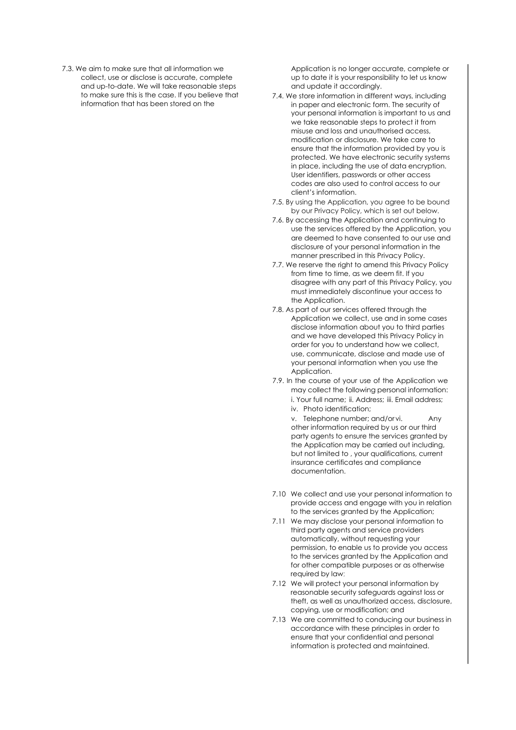7.3. We aim to make sure that all information we collect, use or disclose is accurate, complete and up-to-date. We will take reasonable steps to make sure this is the case. If you believe that information that has been stored on the Application is no longer accurate, complete or up to date it is your responsibility to let us know and update it accordingly.

7.4. We store information in different ways, including in paper and electronic form. The security of your personal information is important to us and we take reasonable steps to protect it from misuse and loss and unauthorised access, modification or disclosure. We take care to ensure that the information provided by you is protected. We have electronic security systems in place, including the use of data encryption. User identifiers, passwords or other access codes are also used to control access to our client's information.

7.5. By using the Application, you agree to be bound by our Privacy Policy, which is set out below.

7.6. By accessing the Application and continuing to use the services offered by the Application, you are deemed to have consented to our use and disclosure of your personal information in the manner prescribed in this Privacy Policy.

7.7. We reserve the right to amend this Privacy Policy from time to time, as we deem fit. If you disagree with any part of this Privacy Policy, you must immediately discontinue your access to the Application.

7.8. As part of our services offered through the Application we collect, use and in some cases disclose information about you to third parties and we have developed this Privacy Policy in order for you to understand how we collect, use, communicate, disclose and made use of your personal information when you use the Application.

7.9. In the course of your use of the Application we may collect the following personal information:

i. Your full name;
ii. Address;
iii. Email address;
iv. Photo identification;
v. Telephone number; and/or
vi. Any other information required by us or our third party agents to ensure the services granted by the Application may be carried out including, but not limited to , your qualifications, current insurance certificates and compliance documentation.

7.10 We collect and use your personal information to provide access and engage with you in relation to the services granted by the Application;

7.11 We may disclose your personal information to third party agents and service providers automatically, without requesting your permission, to enable us to provide you access to the services granted by the Application and for other compatible purposes or as otherwise required by law;

7.12 We will protect your personal information by reasonable security safeguards against loss or theft, as well as unauthorized access, disclosure, copying, use or modification; and

7.13 We are committed to conducing our business in accordance with these principles in order to ensure that your confidential and personal information is protected and maintained.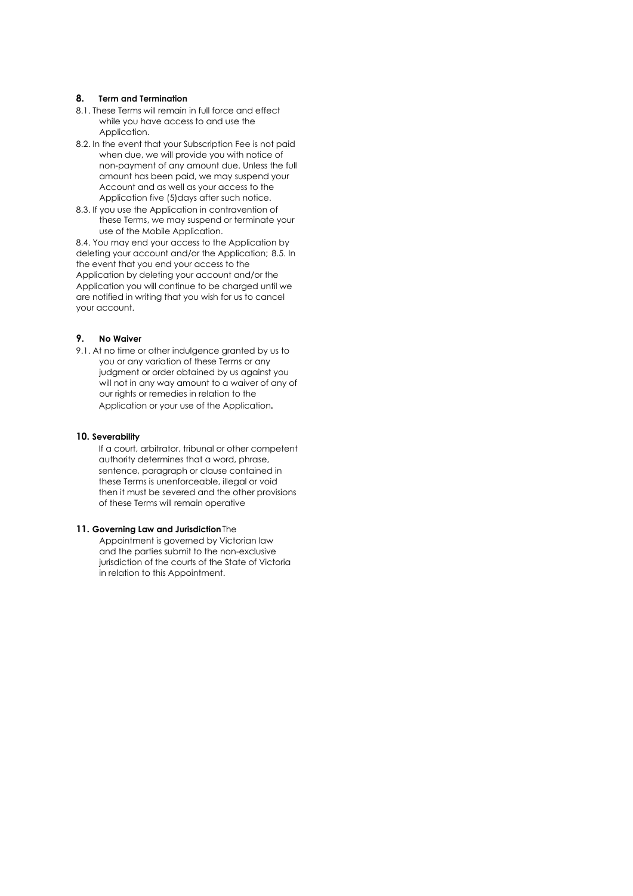## 8. Term and Termination

8.1. These Terms will remain in full force and effect while you have access to and use the Application.

8.2. In the event that your Subscription Fee is not paid when due, we will provide you with notice of non-payment of any amount due. Unless the full amount has been paid, we may suspend your Account and as well as your access to the Application five (5)days after such notice.

8.3. If you use the Application in contravention of these Terms, we may suspend or terminate your use of the Mobile Application.

8.4. You may end your access to the Application by deleting your account and/or the Application; 8.5. In the event that you end your access to the Application by deleting your account and/or the Application you will continue to be charged until we are notified in writing that you wish for us to cancel your account.

## 9. No Waiver

9.1. At no time or other indulgence granted by us to you or any variation of these Terms or any judgment or order obtained by us against you will not in any way amount to a waiver of any of our rights or remedies in relation to the Application or your use of the Application**.**

## 10. Severability

If a court, arbitrator, tribunal or other competent authority determines that a word, phrase, sentence, paragraph or clause contained in these Terms is unenforceable, illegal or void then it must be severed and the other provisions of these Terms will remain operative

## 11. Governing Law and Jurisdiction

The Appointment is governed by Victorian law and the parties submit to the non-exclusive jurisdiction of the courts of the State of Victoria in relation to this Appointment.